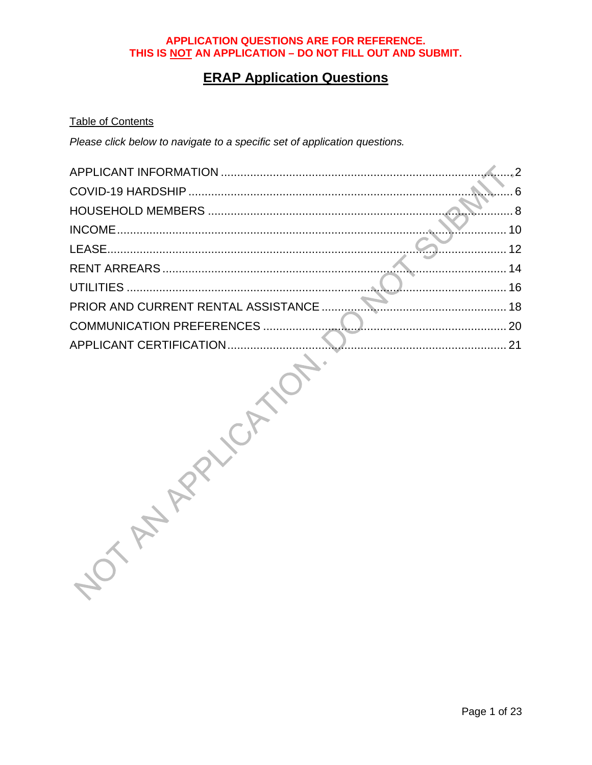**APPLICATION QUESTIONS ARE FOR REFERENCE.**
**THIS IS NOT AN APPLICATION – DO NOT FILL OUT AND SUBMIT.**

# ERAP Application Questions

Table of Contents

*Please click below to navigate to a specific set of application questions.*

APPLICANT INFORMATION ........ 2
COVID-19 HARDSHIP ........ 6
HOUSEHOLD MEMBERS ........ 8
INCOME ........ 10
LEASE ........ 12
RENT ARREARS ........ 14
UTILITIES ........ 16
PRIOR AND CURRENT RENTAL ASSISTANCE ........ 18
COMMUNICATION PREFERENCES ........ 20
APPLICANT CERTIFICATION ........ 21

NOT AN APPLICATION. DO NOT SUBMIT.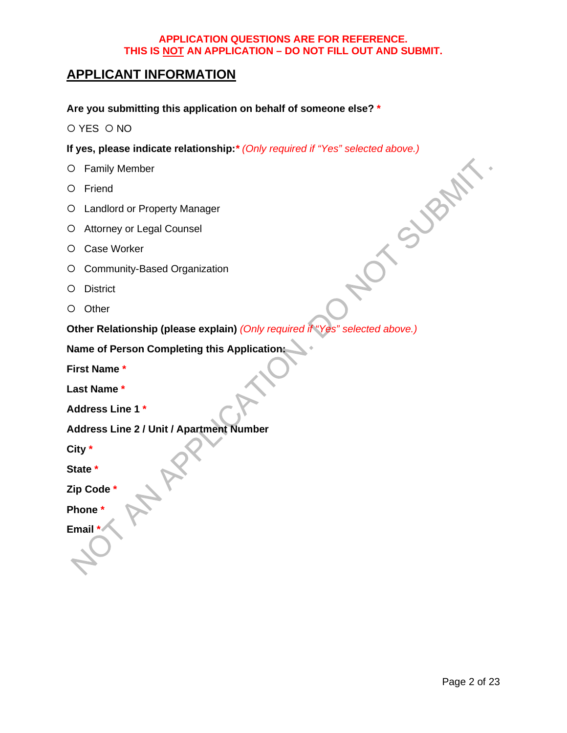**APPLICATION QUESTIONS ARE FOR REFERENCE.**
**THIS IS NOT AN APPLICATION – DO NOT FILL OUT AND SUBMIT.**

## APPLICANT INFORMATION

**Are you submitting this application on behalf of someone else? ***

○ YES ○ NO

**If yes, please indicate relationship:*** *(Only required if "Yes" selected above.)*

- ○ Family Member
- ○ Friend
- ○ Landlord or Property Manager
- ○ Attorney or Legal Counsel
- ○ Case Worker
- ○ Community-Based Organization
- ○ District
- ○ Other

**Other Relationship (please explain)** *(Only required if "Yes" selected above.)*

**Name of Person Completing this Application:**

**First Name ***

**Last Name ***

**Address Line 1 ***

**Address Line 2 / Unit / Apartment Number**

**City ***

**State ***

**Zip Code ***

**Phone ***

**Email ***

NOT AN APPLICATION. DO NOT SUBMIT.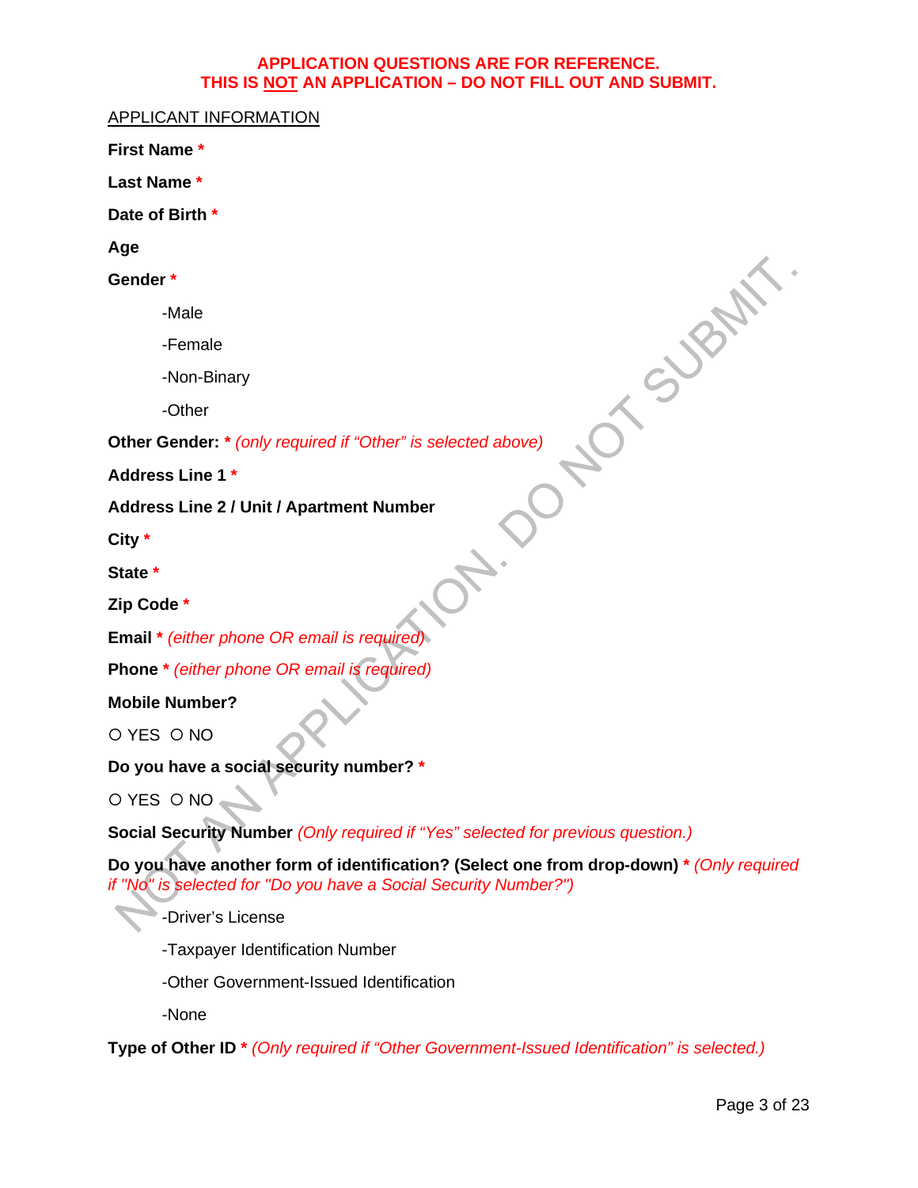**APPLICATION QUESTIONS ARE FOR REFERENCE.**
**THIS IS NOT AN APPLICATION – DO NOT FILL OUT AND SUBMIT.**

APPLICANT INFORMATION

**First Name** *

**Last Name** *

**Date of Birth** *

**Age**

**Gender** *

- -Male
- -Female
- -Non-Binary
- -Other

**Other Gender:** * *(only required if “Other” is selected above)*

**Address Line 1** *

**Address Line 2 / Unit / Apartment Number**

**City** *

**State** *

**Zip Code** *

**Email** * *(either phone OR email is required)*

**Phone** * *(either phone OR email is required)*

**Mobile Number?**

○ YES ○ NO

**Do you have a social security number?** *

○ YES ○ NO

**Social Security Number** *(Only required if “Yes” selected for previous question.)*

**Do you have another form of identification? (Select one from drop-down)** * *(Only required if "No" is selected for "Do you have a Social Security Number?")*

- -Driver’s License
- -Taxpayer Identification Number
- -Other Government-Issued Identification
- -None

**Type of Other ID** * *(Only required if “Other Government-Issued Identification” is selected.)*

NOT AN APPLICATION. DO NOT SUBMIT.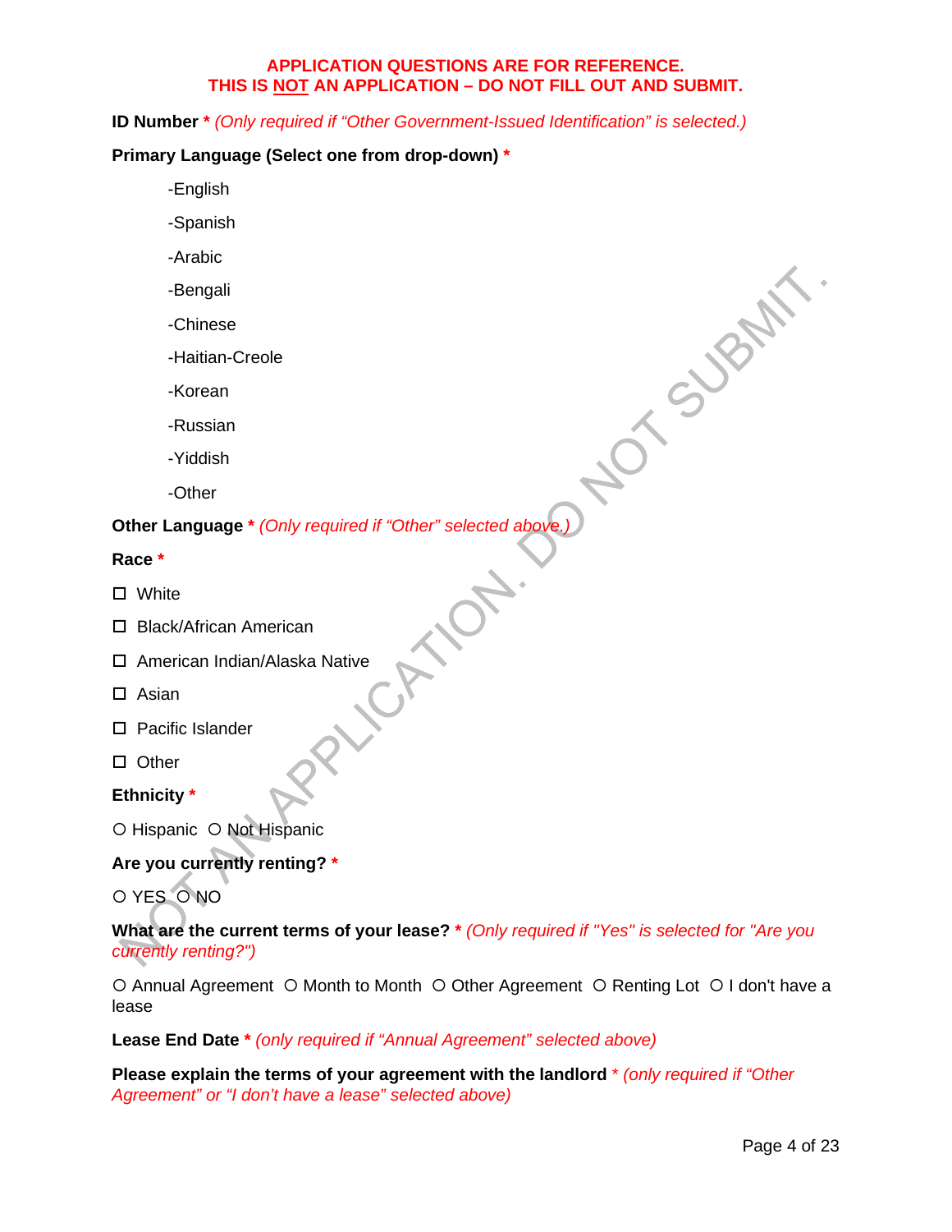**APPLICATION QUESTIONS ARE FOR REFERENCE.**
**THIS IS NOT AN APPLICATION – DO NOT FILL OUT AND SUBMIT.**

**ID Number** * *(Only required if "Other Government-Issued Identification" is selected.)*

**Primary Language (Select one from drop-down)** *

- English
- Spanish
- Arabic
- Bengali
- Chinese
- Haitian-Creole
- Korean
- Russian
- Yiddish
- Other

**Other Language** * *(Only required if "Other" selected above.)*

**Race** *

☐ White

☐ Black/African American

☐ American Indian/Alaska Native

☐ Asian

☐ Pacific Islander

☐ Other

**Ethnicity** *

○ Hispanic ○ Not Hispanic

**Are you currently renting?** *

○ YES ○ NO

**What are the current terms of your lease?** * *(Only required if "Yes" is selected for "Are you currently renting?")*

○ Annual Agreement ○ Month to Month ○ Other Agreement ○ Renting Lot ○ I don't have a lease

**Lease End Date** * *(only required if "Annual Agreement" selected above)*

**Please explain the terms of your agreement with the landlord** * *(only required if "Other Agreement" or "I don't have a lease" selected above)*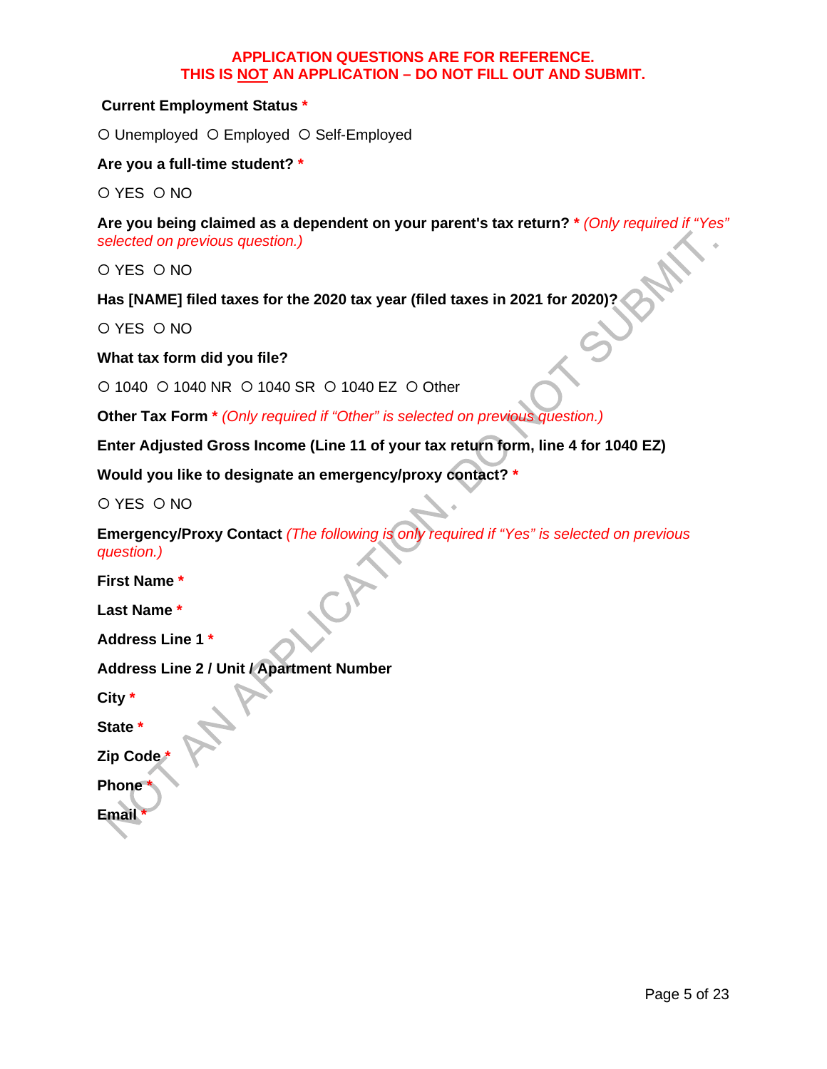**APPLICATION QUESTIONS ARE FOR REFERENCE.**
**THIS IS NOT AN APPLICATION – DO NOT FILL OUT AND SUBMIT.**

**Current Employment Status** *

○ Unemployed ○ Employed ○ Self-Employed

**Are you a full-time student?** *

○ YES ○ NO

**Are you being claimed as a dependent on your parent's tax return?** * *(Only required if "Yes" selected on previous question.)*

○ YES ○ NO

**Has [NAME] filed taxes for the 2020 tax year (filed taxes in 2021 for 2020)?**

○ YES ○ NO

**What tax form did you file?**

○ 1040 ○ 1040 NR ○ 1040 SR ○ 1040 EZ ○ Other

**Other Tax Form** * *(Only required if "Other" is selected on previous question.)*

**Enter Adjusted Gross Income (Line 11 of your tax return form, line 4 for 1040 EZ)**

**Would you like to designate an emergency/proxy contact?** *

○ YES ○ NO

**Emergency/Proxy Contact** *(The following is only required if "Yes" is selected on previous question.)*

**First Name** *

**Last Name** *

**Address Line 1** *

**Address Line 2 / Unit / Apartment Number**

**City** *

**State** *

**Zip Code** *

**Phone** *

**Email** *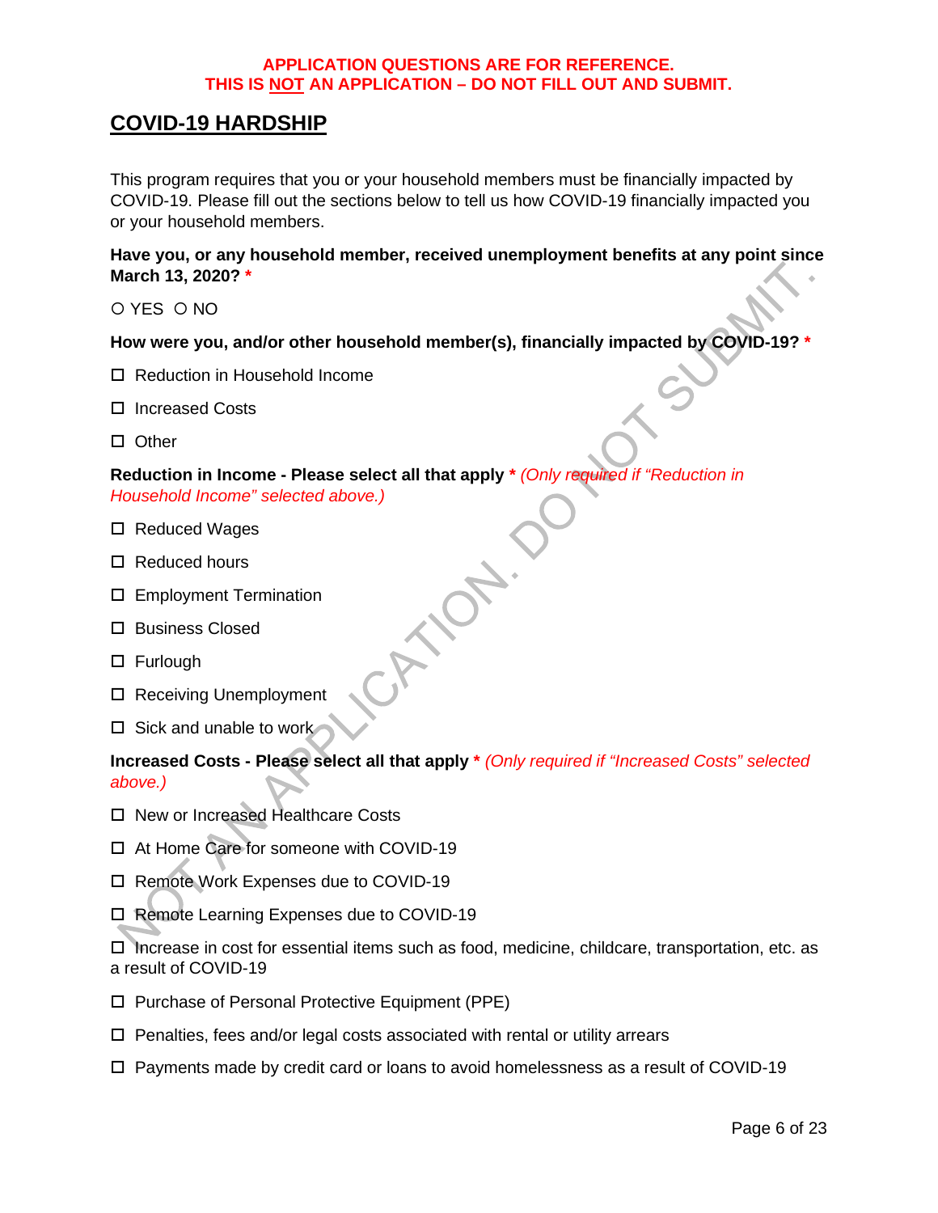**APPLICATION QUESTIONS ARE FOR REFERENCE.**
**THIS IS NOT AN APPLICATION – DO NOT FILL OUT AND SUBMIT.**

# COVID-19 HARDSHIP

This program requires that you or your household members must be financially impacted by COVID-19. Please fill out the sections below to tell us how COVID-19 financially impacted you or your household members.

**Have you, or any household member, received unemployment benefits at any point since March 13, 2020? ***

○ YES ○ NO

**How were you, and/or other household member(s), financially impacted by COVID-19? ***

☐ Reduction in Household Income

☐ Increased Costs

☐ Other

**Reduction in Income - Please select all that apply *** *(Only required if "Reduction in Household Income" selected above.)*

☐ Reduced Wages

☐ Reduced hours

☐ Employment Termination

☐ Business Closed

☐ Furlough

☐ Receiving Unemployment

☐ Sick and unable to work

**Increased Costs - Please select all that apply *** *(Only required if "Increased Costs" selected above.)*

☐ New or Increased Healthcare Costs

☐ At Home Care for someone with COVID-19

☐ Remote Work Expenses due to COVID-19

☐ Remote Learning Expenses due to COVID-19

☐ Increase in cost for essential items such as food, medicine, childcare, transportation, etc. as a result of COVID-19

☐ Purchase of Personal Protective Equipment (PPE)

☐ Penalties, fees and/or legal costs associated with rental or utility arrears

☐ Payments made by credit card or loans to avoid homelessness as a result of COVID-19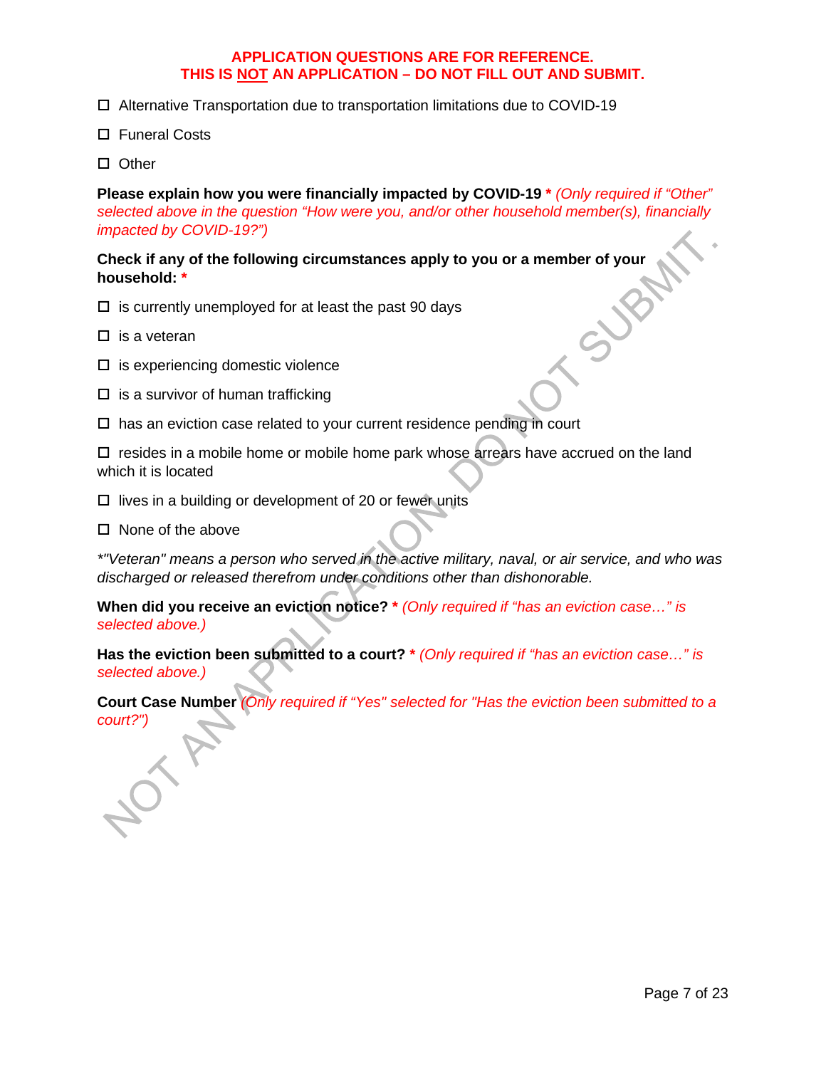**APPLICATION QUESTIONS ARE FOR REFERENCE.**
**THIS IS NOT AN APPLICATION – DO NOT FILL OUT AND SUBMIT.**

- ☐ Alternative Transportation due to transportation limitations due to COVID-19
- ☐ Funeral Costs
- ☐ Other

**Please explain how you were financially impacted by COVID-19** * *(Only required if "Other" selected above in the question "How were you, and/or other household member(s), financially impacted by COVID-19?")*

**Check if any of the following circumstances apply to you or a member of your household:** *

- ☐ is currently unemployed for at least the past 90 days
- ☐ is a veteran
- ☐ is experiencing domestic violence
- ☐ is a survivor of human trafficking
- ☐ has an eviction case related to your current residence pending in court
- ☐ resides in a mobile home or mobile home park whose arrears have accrued on the land which it is located
- ☐ lives in a building or development of 20 or fewer units
- ☐ None of the above

*\*"Veteran" means a person who served in the active military, naval, or air service, and who was discharged or released therefrom under conditions other than dishonorable.*

**When did you receive an eviction notice?** * *(Only required if "has an eviction case…" is selected above.)*

**Has the eviction been submitted to a court?** * *(Only required if "has an eviction case…" is selected above.)*

**Court Case Number** *(Only required if "Yes" selected for "Has the eviction been submitted to a court?")*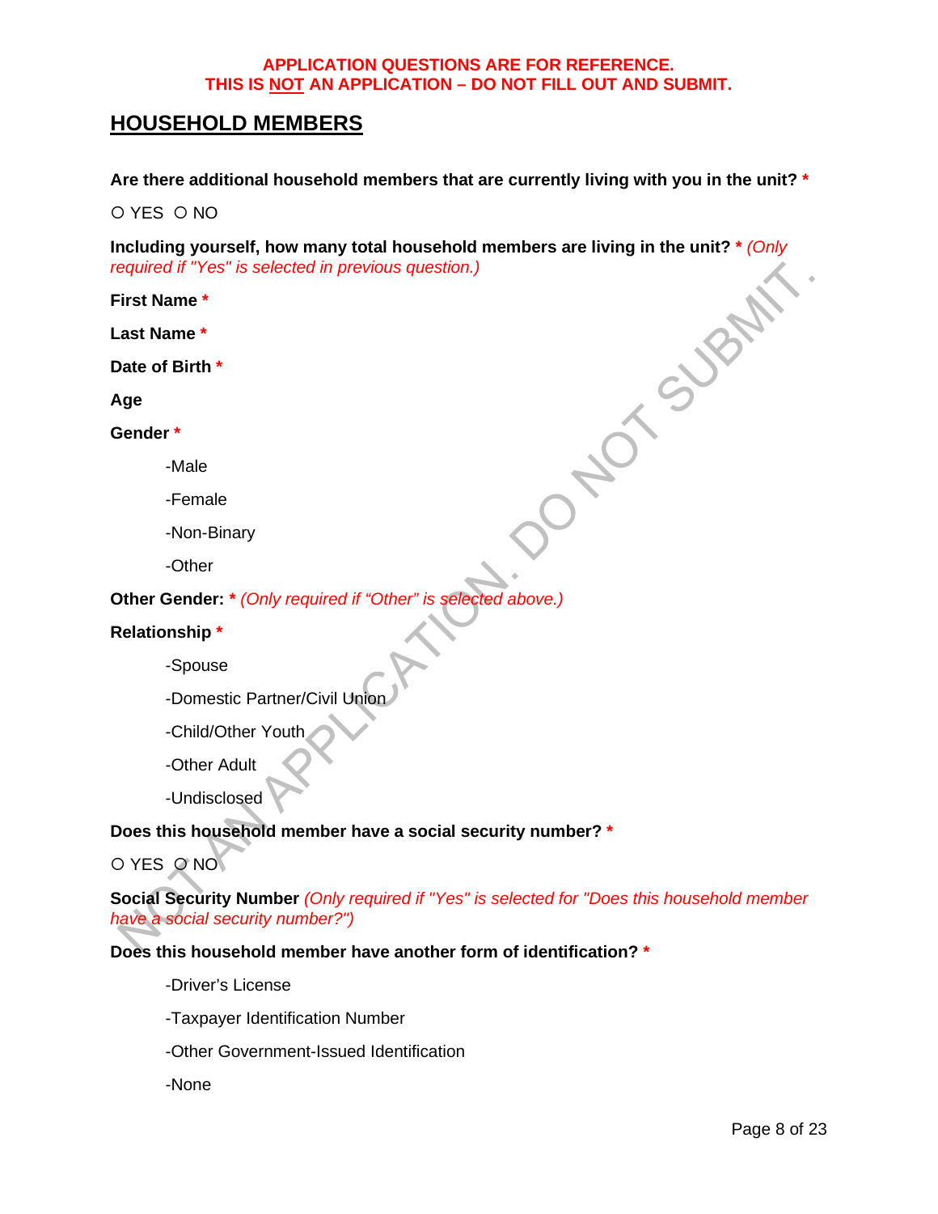**APPLICATION QUESTIONS ARE FOR REFERENCE.**
**THIS IS NOT AN APPLICATION – DO NOT FILL OUT AND SUBMIT.**

## HOUSEHOLD MEMBERS

**Are there additional household members that are currently living with you in the unit? ***

○ YES ○ NO

**Including yourself, how many total household members are living in the unit? *** *(Only required if "Yes" is selected in previous question.)*

**First Name ***

**Last Name ***

**Date of Birth ***

**Age**

**Gender ***

- -Male
- -Female
- -Non-Binary
- -Other

**Other Gender: *** *(Only required if "Other" is selected above.)*

**Relationship ***

- -Spouse
- -Domestic Partner/Civil Union
- -Child/Other Youth
- -Other Adult
- -Undisclosed

**Does this household member have a social security number? ***

○ YES ○ NO

**Social Security Number** *(Only required if "Yes" is selected for "Does this household member have a social security number?")*

**Does this household member have another form of identification? ***

- -Driver's License
- -Taxpayer Identification Number
- -Other Government-Issued Identification
- -None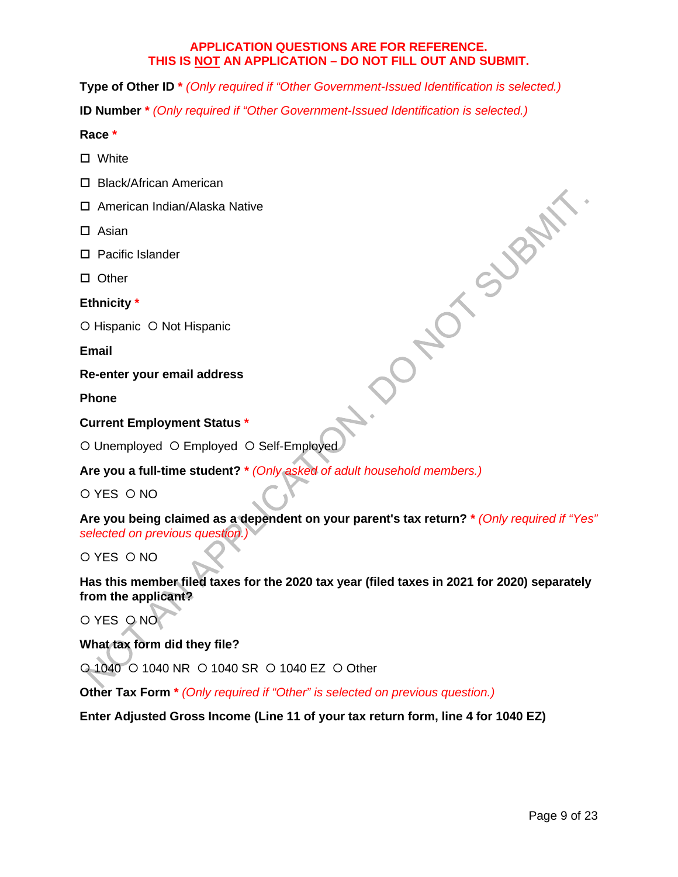**APPLICATION QUESTIONS ARE FOR REFERENCE.**
**THIS IS NOT AN APPLICATION – DO NOT FILL OUT AND SUBMIT.**

**Type of Other ID** * *(Only required if "Other Government-Issued Identification is selected.)*

**ID Number** * *(Only required if "Other Government-Issued Identification is selected.)*

**Race** *

☐ White

☐ Black/African American

☐ American Indian/Alaska Native

☐ Asian

☐ Pacific Islander

☐ Other

**Ethnicity** *

○ Hispanic ○ Not Hispanic

**Email**

**Re-enter your email address**

**Phone**

**Current Employment Status** *

○ Unemployed ○ Employed ○ Self-Employed

**Are you a full-time student?** * *(Only asked of adult household members.)*

○ YES ○ NO

**Are you being claimed as a dependent on your parent's tax return?** * *(Only required if "Yes" selected on previous question.)*

○ YES ○ NO

**Has this member filed taxes for the 2020 tax year (filed taxes in 2021 for 2020) separately from the applicant?**

○ YES ○ NO

**What tax form did they file?**

○ 1040 ○ 1040 NR ○ 1040 SR ○ 1040 EZ ○ Other

**Other Tax Form** * *(Only required if "Other" is selected on previous question.)*

**Enter Adjusted Gross Income (Line 11 of your tax return form, line 4 for 1040 EZ)**

NOT AN APPLICATION. DO NOT SUBMIT.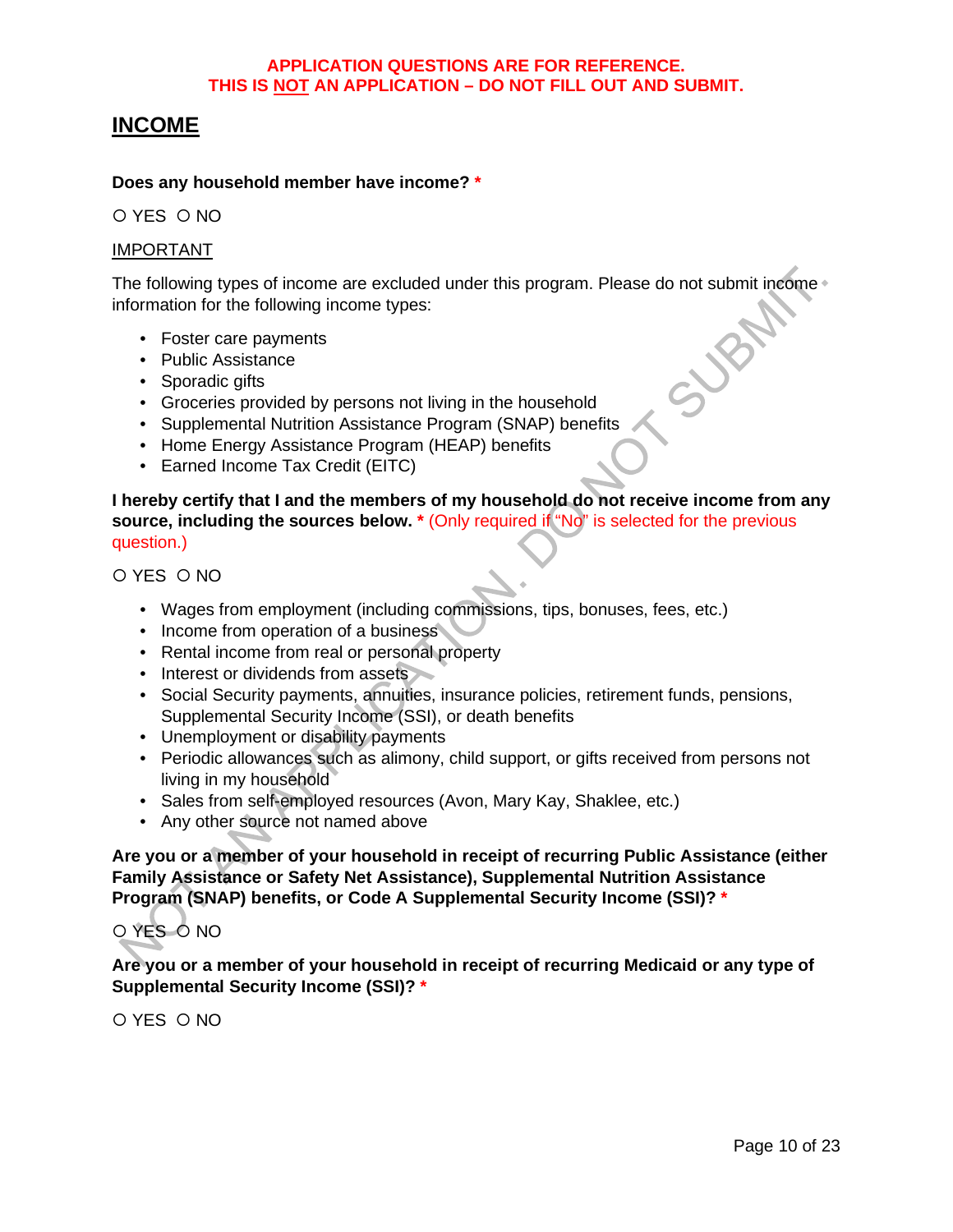**APPLICATION QUESTIONS ARE FOR REFERENCE.**
**THIS IS NOT AN APPLICATION – DO NOT FILL OUT AND SUBMIT.**

## INCOME

**Does any household member have income? ***

○ YES ○ NO

IMPORTANT

The following types of income are excluded under this program. Please do not submit income information for the following income types:

- Foster care payments
- Public Assistance
- Sporadic gifts
- Groceries provided by persons not living in the household
- Supplemental Nutrition Assistance Program (SNAP) benefits
- Home Energy Assistance Program (HEAP) benefits
- Earned Income Tax Credit (EITC)

**I hereby certify that I and the members of my household do not receive income from any source, including the sources below. *** (Only required if "No" is selected for the previous question.)

○ YES ○ NO

- Wages from employment (including commissions, tips, bonuses, fees, etc.)
- Income from operation of a business
- Rental income from real or personal property
- Interest or dividends from assets
- Social Security payments, annuities, insurance policies, retirement funds, pensions, Supplemental Security Income (SSI), or death benefits
- Unemployment or disability payments
- Periodic allowances such as alimony, child support, or gifts received from persons not living in my household
- Sales from self-employed resources (Avon, Mary Kay, Shaklee, etc.)
- Any other source not named above

**Are you or a member of your household in receipt of recurring Public Assistance (either Family Assistance or Safety Net Assistance), Supplemental Nutrition Assistance Program (SNAP) benefits, or Code A Supplemental Security Income (SSI)? ***

○ YES ○ NO

**Are you or a member of your household in receipt of recurring Medicaid or any type of Supplemental Security Income (SSI)? ***

○ YES ○ NO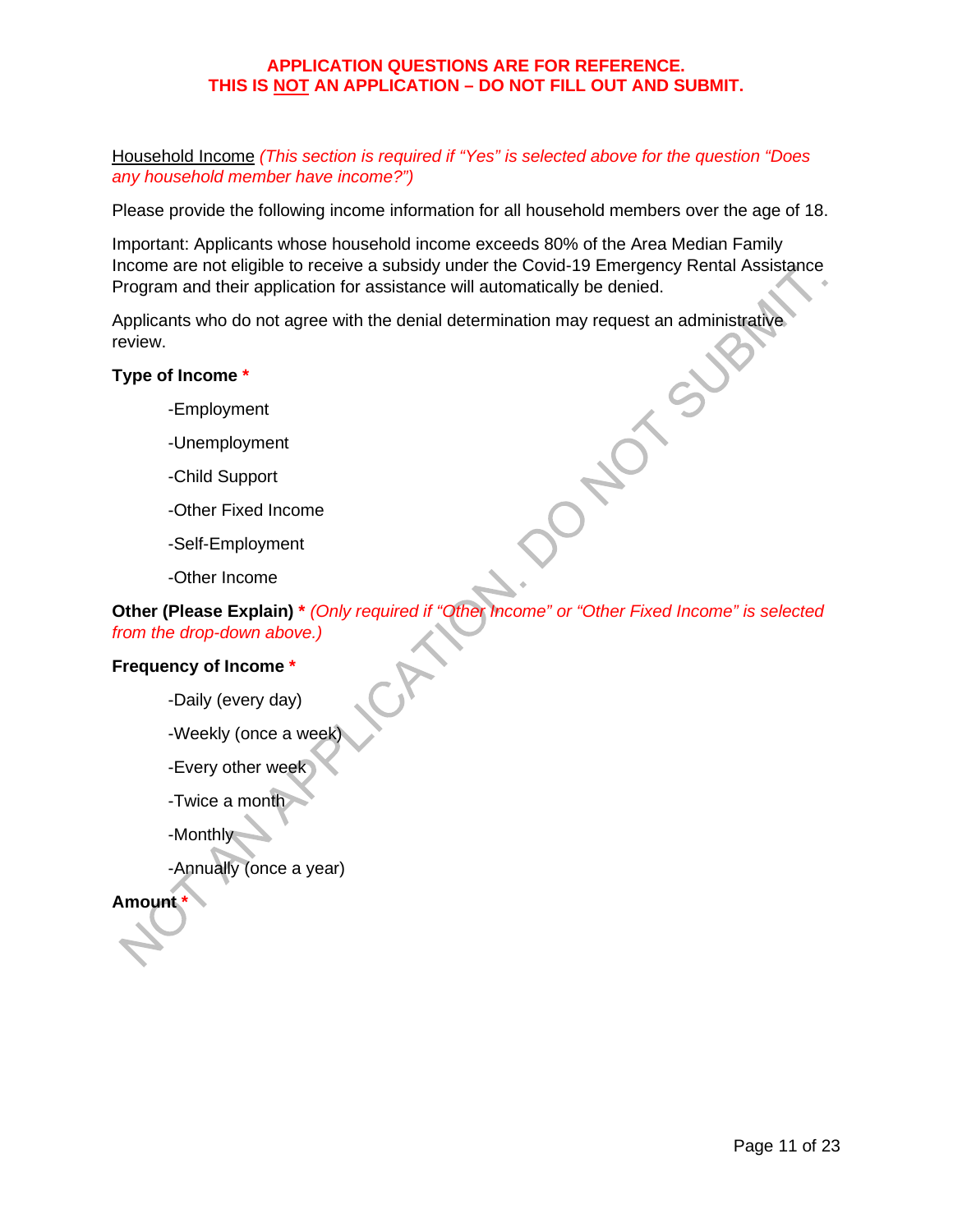**APPLICATION QUESTIONS ARE FOR REFERENCE.**
**THIS IS NOT AN APPLICATION – DO NOT FILL OUT AND SUBMIT.**

Household Income *(This section is required if "Yes" is selected above for the question "Does any household member have income?")*

Please provide the following income information for all household members over the age of 18.

Important: Applicants whose household income exceeds 80% of the Area Median Family Income are not eligible to receive a subsidy under the Covid-19 Emergency Rental Assistance Program and their application for assistance will automatically be denied.

Applicants who do not agree with the denial determination may request an administrative review.

**Type of Income** *

- Employment
- Unemployment
- Child Support
- Other Fixed Income
- Self-Employment
- Other Income

**Other (Please Explain)** * *(Only required if "Other Income" or "Other Fixed Income" is selected from the drop-down above.)*

**Frequency of Income** *

- Daily (every day)
- Weekly (once a week)
- Every other week
- Twice a month
- Monthly
- Annually (once a year)

**Amount** *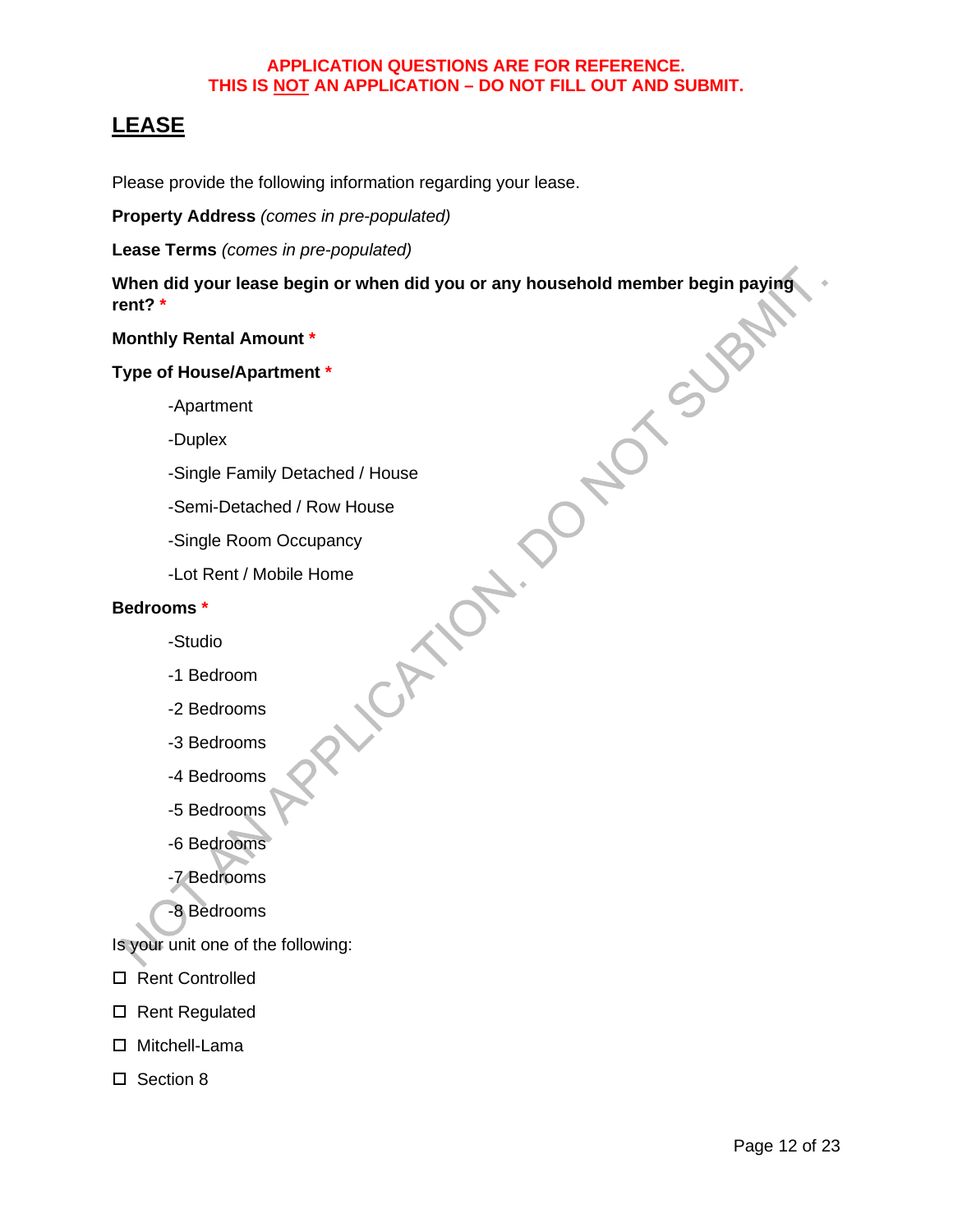**APPLICATION QUESTIONS ARE FOR REFERENCE.**
**THIS IS NOT AN APPLICATION – DO NOT FILL OUT AND SUBMIT.**

## LEASE

Please provide the following information regarding your lease.

**Property Address** *(comes in pre-populated)*

**Lease Terms** *(comes in pre-populated)*

**When did your lease begin or when did you or any household member begin paying rent? ***

**Monthly Rental Amount ***

**Type of House/Apartment ***

- -Apartment
- -Duplex
- -Single Family Detached / House
- -Semi-Detached / Row House
- -Single Room Occupancy
- -Lot Rent / Mobile Home

**Bedrooms ***

- -Studio
- -1 Bedroom
- -2 Bedrooms
- -3 Bedrooms
- -4 Bedrooms
- -5 Bedrooms
- -6 Bedrooms
- -7 Bedrooms
- -8 Bedrooms

Is your unit one of the following:

- ☐ Rent Controlled
- ☐ Rent Regulated
- ☐ Mitchell-Lama
- ☐ Section 8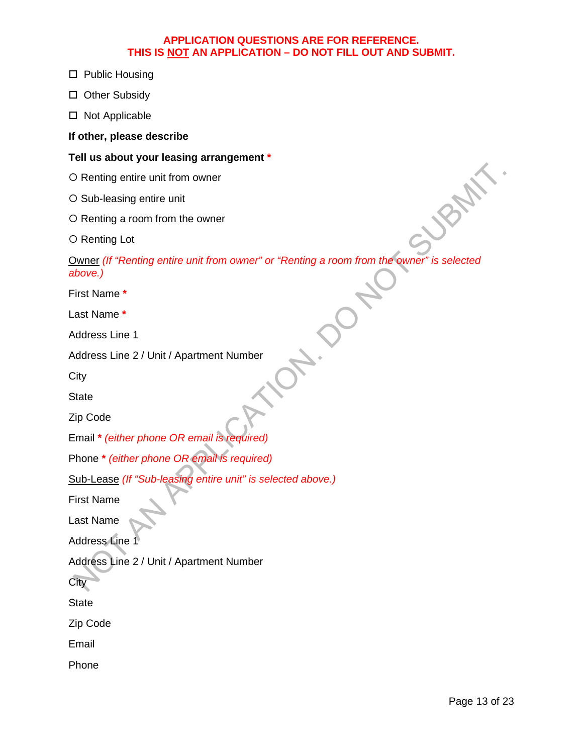**APPLICATION QUESTIONS ARE FOR REFERENCE.**
**THIS IS NOT AN APPLICATION – DO NOT FILL OUT AND SUBMIT.**

☐ Public Housing

☐ Other Subsidy

☐ Not Applicable

**If other, please describe**

**Tell us about your leasing arrangement** *

○ Renting entire unit from owner

○ Sub-leasing entire unit

○ Renting a room from the owner

○ Renting Lot

Owner *(If “Renting entire unit from owner” or “Renting a room from the owner” is selected above.)*

First Name *

Last Name *

Address Line 1

Address Line 2 / Unit / Apartment Number

City

State

Zip Code

Email * *(either phone OR email is required)*

Phone * *(either phone OR email is required)*

Sub-Lease *(If “Sub-leasing entire unit” is selected above.)*

First Name

Last Name

Address Line 1

Address Line 2 / Unit / Apartment Number

City

State

Zip Code

Email

Phone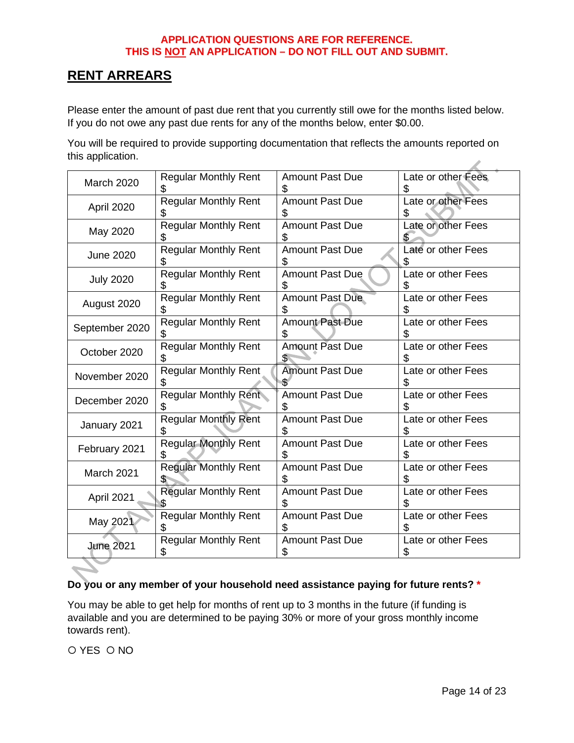**APPLICATION QUESTIONS ARE FOR REFERENCE.**
**THIS IS NOT AN APPLICATION – DO NOT FILL OUT AND SUBMIT.**

## RENT ARREARS

Please enter the amount of past due rent that you currently still owe for the months listed below. If you do not owe any past due rents for any of the months below, enter $0.00.

You will be required to provide supporting documentation that reflects the amounts reported on this application.

| Month | Regular Monthly Rent | Amount Past Due | Late or other Fees |
|---|---|---|---|
| March 2020 | Regular Monthly Rent $ | Amount Past Due $ | Late or other Fees $ |
| April 2020 | Regular Monthly Rent $ | Amount Past Due $ | Late or other Fees $ |
| May 2020 | Regular Monthly Rent $ | Amount Past Due $ | Late or other Fees $ |
| June 2020 | Regular Monthly Rent $ | Amount Past Due $ | Late or other Fees $ |
| July 2020 | Regular Monthly Rent $ | Amount Past Due $ | Late or other Fees $ |
| August 2020 | Regular Monthly Rent $ | Amount Past Due $ | Late or other Fees $ |
| September 2020 | Regular Monthly Rent $ | Amount Past Due $ | Late or other Fees $ |
| October 2020 | Regular Monthly Rent $ | Amount Past Due $ | Late or other Fees $ |
| November 2020 | Regular Monthly Rent $ | Amount Past Due $ | Late or other Fees $ |
| December 2020 | Regular Monthly Rent $ | Amount Past Due $ | Late or other Fees $ |
| January 2021 | Regular Monthly Rent $ | Amount Past Due $ | Late or other Fees $ |
| February 2021 | Regular Monthly Rent $ | Amount Past Due $ | Late or other Fees $ |
| March 2021 | Regular Monthly Rent $ | Amount Past Due $ | Late or other Fees $ |
| April 2021 | Regular Monthly Rent $ | Amount Past Due $ | Late or other Fees $ |
| May 2021 | Regular Monthly Rent $ | Amount Past Due $ | Late or other Fees $ |
| June 2021 | Regular Monthly Rent $ | Amount Past Due $ | Late or other Fees $ |

**Do you or any member of your household need assistance paying for future rents? ***

You may be able to get help for months of rent up to 3 months in the future (if funding is available and you are determined to be paying 30% or more of your gross monthly income towards rent).

○ YES ○ NO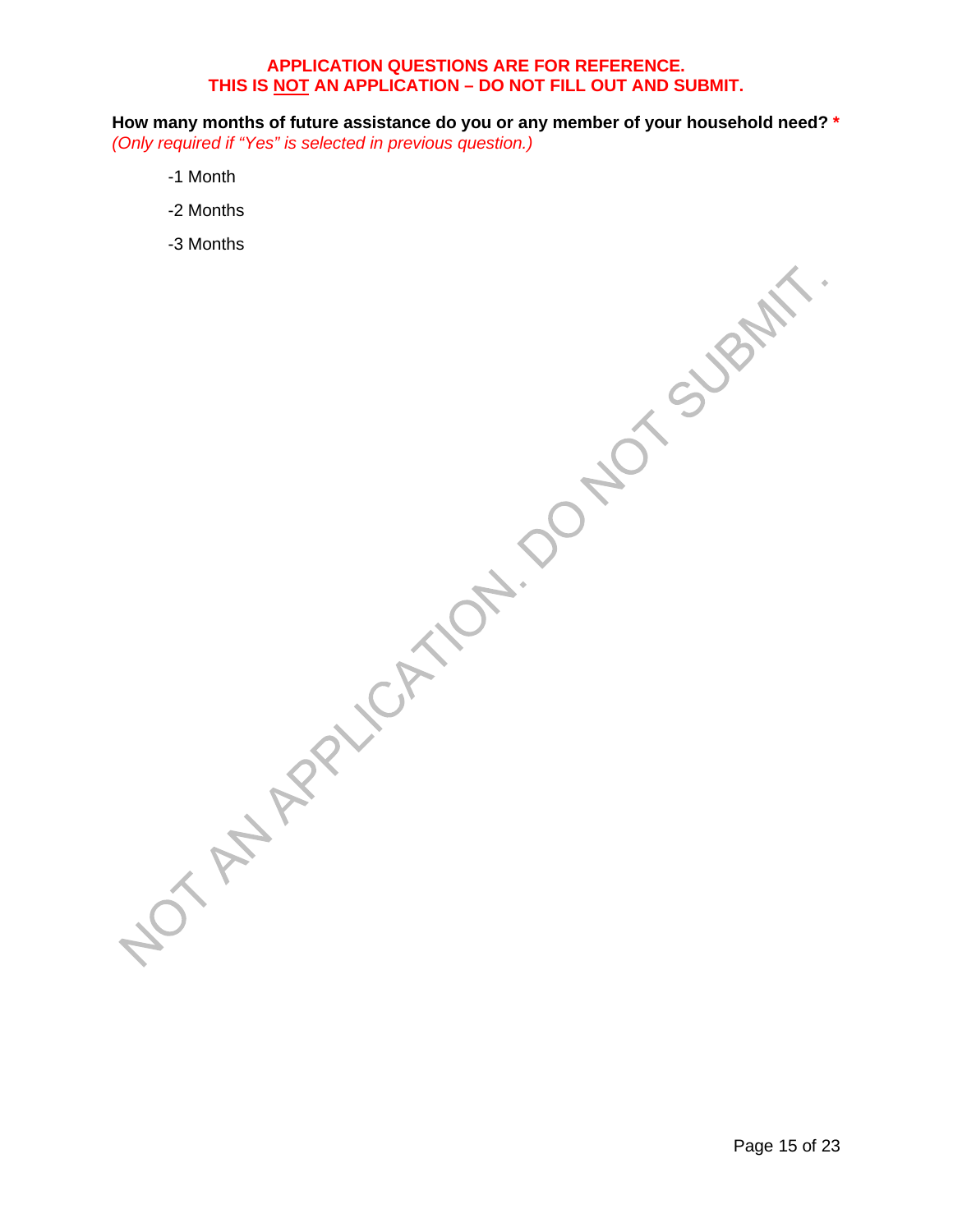**APPLICATION QUESTIONS ARE FOR REFERENCE.**
**THIS IS NOT AN APPLICATION – DO NOT FILL OUT AND SUBMIT.**

**How many months of future assistance do you or any member of your household need? ***
*(Only required if "Yes" is selected in previous question.)*

-1 Month

-2 Months

-3 Months

NOT AN APPLICATION. DO NOT SUBMIT.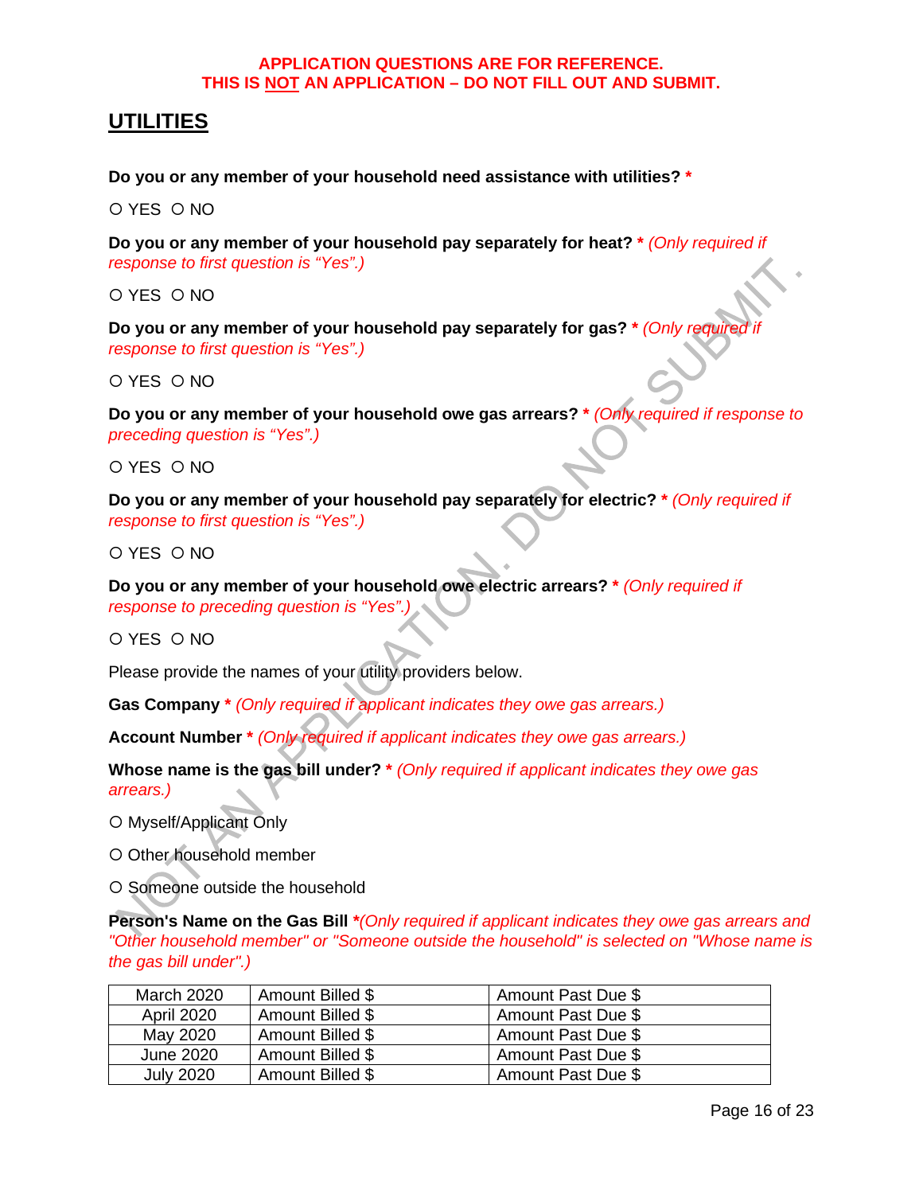**APPLICATION QUESTIONS ARE FOR REFERENCE.**
**THIS IS NOT AN APPLICATION – DO NOT FILL OUT AND SUBMIT.**

## UTILITIES

**Do you or any member of your household need assistance with utilities?** *

○ YES ○ NO

**Do you or any member of your household pay separately for heat?** * *(Only required if response to first question is "Yes".)*

○ YES ○ NO

**Do you or any member of your household pay separately for gas?** * *(Only required if response to first question is "Yes".)*

○ YES ○ NO

**Do you or any member of your household owe gas arrears?** * *(Only required if response to preceding question is "Yes".)*

○ YES ○ NO

**Do you or any member of your household pay separately for electric?** * *(Only required if response to first question is "Yes".)*

○ YES ○ NO

**Do you or any member of your household owe electric arrears?** * *(Only required if response to preceding question is "Yes".)*

○ YES ○ NO

Please provide the names of your utility providers below.

**Gas Company** * *(Only required if applicant indicates they owe gas arrears.)*

**Account Number** * *(Only required if applicant indicates they owe gas arrears.)*

**Whose name is the gas bill under?** * *(Only required if applicant indicates they owe gas arrears.)*

○ Myself/Applicant Only

○ Other household member

○ Someone outside the household

**Person's Name on the Gas Bill** **(Only required if applicant indicates they owe gas arrears and "Other household member" or "Someone outside the household" is selected on "Whose name is the gas bill under".)*

| Month | Amount Billed | Amount Past Due |
|---|---|---|
| March 2020 | Amount Billed $ | Amount Past Due $ |
| April 2020 | Amount Billed $ | Amount Past Due $ |
| May 2020 | Amount Billed $ | Amount Past Due $ |
| June 2020 | Amount Billed $ | Amount Past Due $ |
| July 2020 | Amount Billed $ | Amount Past Due $ |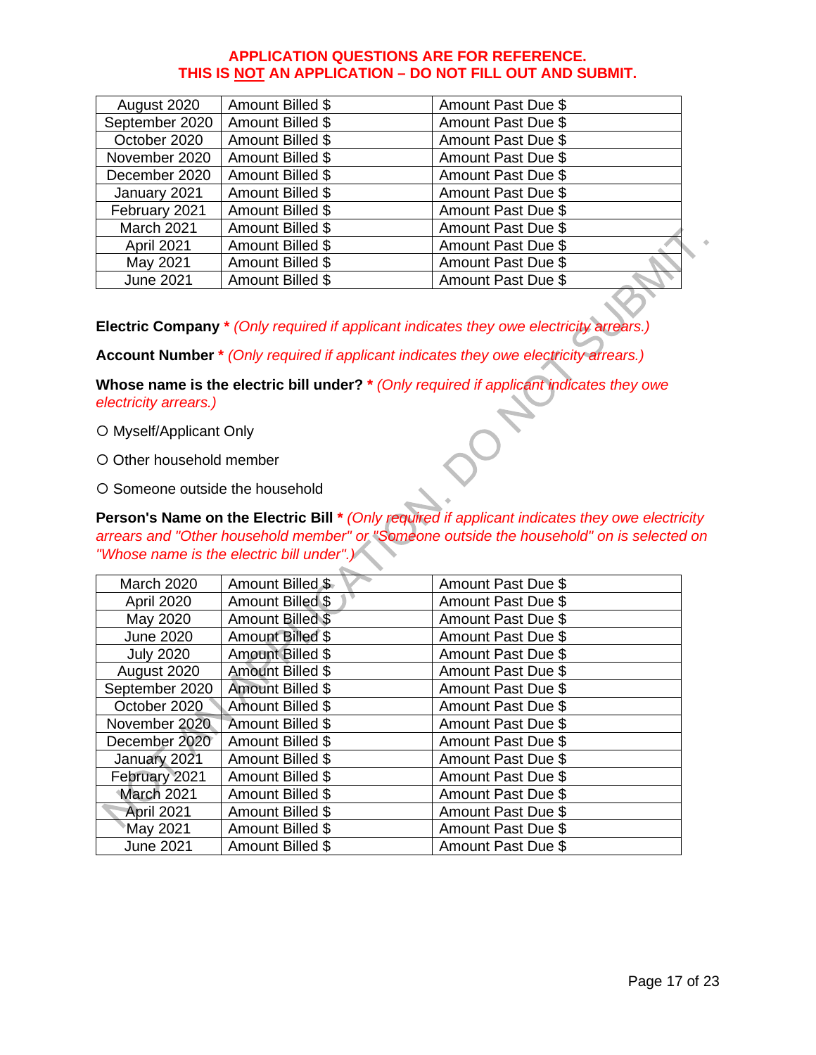**APPLICATION QUESTIONS ARE FOR REFERENCE.**
**THIS IS NOT AN APPLICATION – DO NOT FILL OUT AND SUBMIT.**

| | | |
|---|---|---|
| August 2020 | Amount Billed $ | Amount Past Due $ |
| September 2020 | Amount Billed $ | Amount Past Due $ |
| October 2020 | Amount Billed $ | Amount Past Due $ |
| November 2020 | Amount Billed $ | Amount Past Due $ |
| December 2020 | Amount Billed $ | Amount Past Due $ |
| January 2021 | Amount Billed $ | Amount Past Due $ |
| February 2021 | Amount Billed $ | Amount Past Due $ |
| March 2021 | Amount Billed $ | Amount Past Due $ |
| April 2021 | Amount Billed $ | Amount Past Due $ |
| May 2021 | Amount Billed $ | Amount Past Due $ |
| June 2021 | Amount Billed $ | Amount Past Due $ |

**Electric Company** * *(Only required if applicant indicates they owe electricity arrears.)*

**Account Number** * *(Only required if applicant indicates they owe electricity arrears.)*

**Whose name is the electric bill under?** * *(Only required if applicant indicates they owe electricity arrears.)*

○ Myself/Applicant Only

○ Other household member

○ Someone outside the household

**Person's Name on the Electric Bill** * *(Only required if applicant indicates they owe electricity arrears and "Other household member" or "Someone outside the household" on is selected on "Whose name is the electric bill under".)*

| | | |
|---|---|---|
| March 2020 | Amount Billed $ | Amount Past Due $ |
| April 2020 | Amount Billed $ | Amount Past Due $ |
| May 2020 | Amount Billed $ | Amount Past Due $ |
| June 2020 | Amount Billed $ | Amount Past Due $ |
| July 2020 | Amount Billed $ | Amount Past Due $ |
| August 2020 | Amount Billed $ | Amount Past Due $ |
| September 2020 | Amount Billed $ | Amount Past Due $ |
| October 2020 | Amount Billed $ | Amount Past Due $ |
| November 2020 | Amount Billed $ | Amount Past Due $ |
| December 2020 | Amount Billed $ | Amount Past Due $ |
| January 2021 | Amount Billed $ | Amount Past Due $ |
| February 2021 | Amount Billed $ | Amount Past Due $ |
| March 2021 | Amount Billed $ | Amount Past Due $ |
| April 2021 | Amount Billed $ | Amount Past Due $ |
| May 2021 | Amount Billed $ | Amount Past Due $ |
| June 2021 | Amount Billed $ | Amount Past Due $ |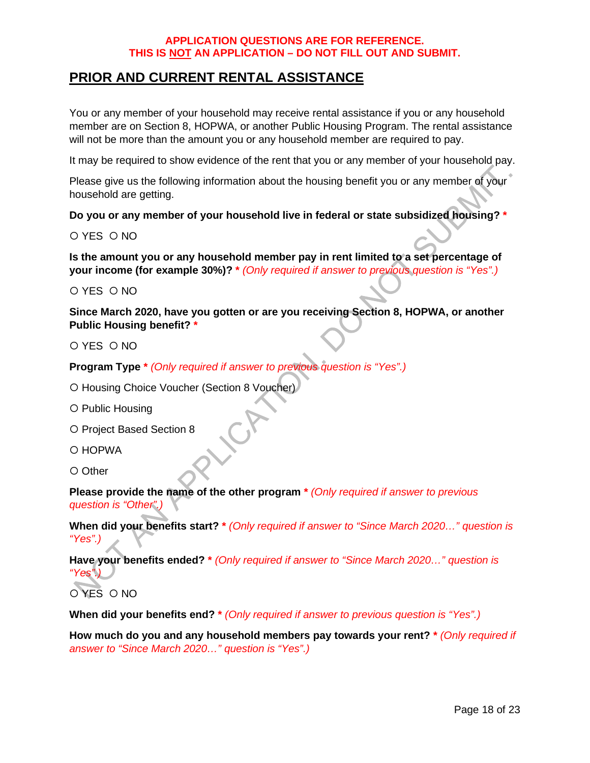**APPLICATION QUESTIONS ARE FOR REFERENCE.**
**THIS IS NOT AN APPLICATION – DO NOT FILL OUT AND SUBMIT.**

## PRIOR AND CURRENT RENTAL ASSISTANCE

You or any member of your household may receive rental assistance if you or any household member are on Section 8, HOPWA, or another Public Housing Program. The rental assistance will not be more than the amount you or any household member are required to pay.

It may be required to show evidence of the rent that you or any member of your household pay.

Please give us the following information about the housing benefit you or any member of your household are getting.

**Do you or any member of your household live in federal or state subsidized housing? ***

○ YES ○ NO

**Is the amount you or any household member pay in rent limited to a set percentage of your income (for example 30%)? *** *(Only required if answer to previous question is "Yes".)*

○ YES ○ NO

**Since March 2020, have you gotten or are you receiving Section 8, HOPWA, or another Public Housing benefit? ***

○ YES ○ NO

**Program Type *** *(Only required if answer to previous question is "Yes".)*

○ Housing Choice Voucher (Section 8 Voucher)

○ Public Housing

○ Project Based Section 8

○ HOPWA

○ Other

**Please provide the name of the other program *** *(Only required if answer to previous question is "Other".)*

**When did your benefits start? *** *(Only required if answer to "Since March 2020…" question is "Yes".)*

**Have your benefits ended? *** *(Only required if answer to "Since March 2020…" question is "Yes".)*

○ YES ○ NO

**When did your benefits end? *** *(Only required if answer to previous question is "Yes".)*

**How much do you and any household members pay towards your rent? *** *(Only required if answer to "Since March 2020…" question is "Yes".)*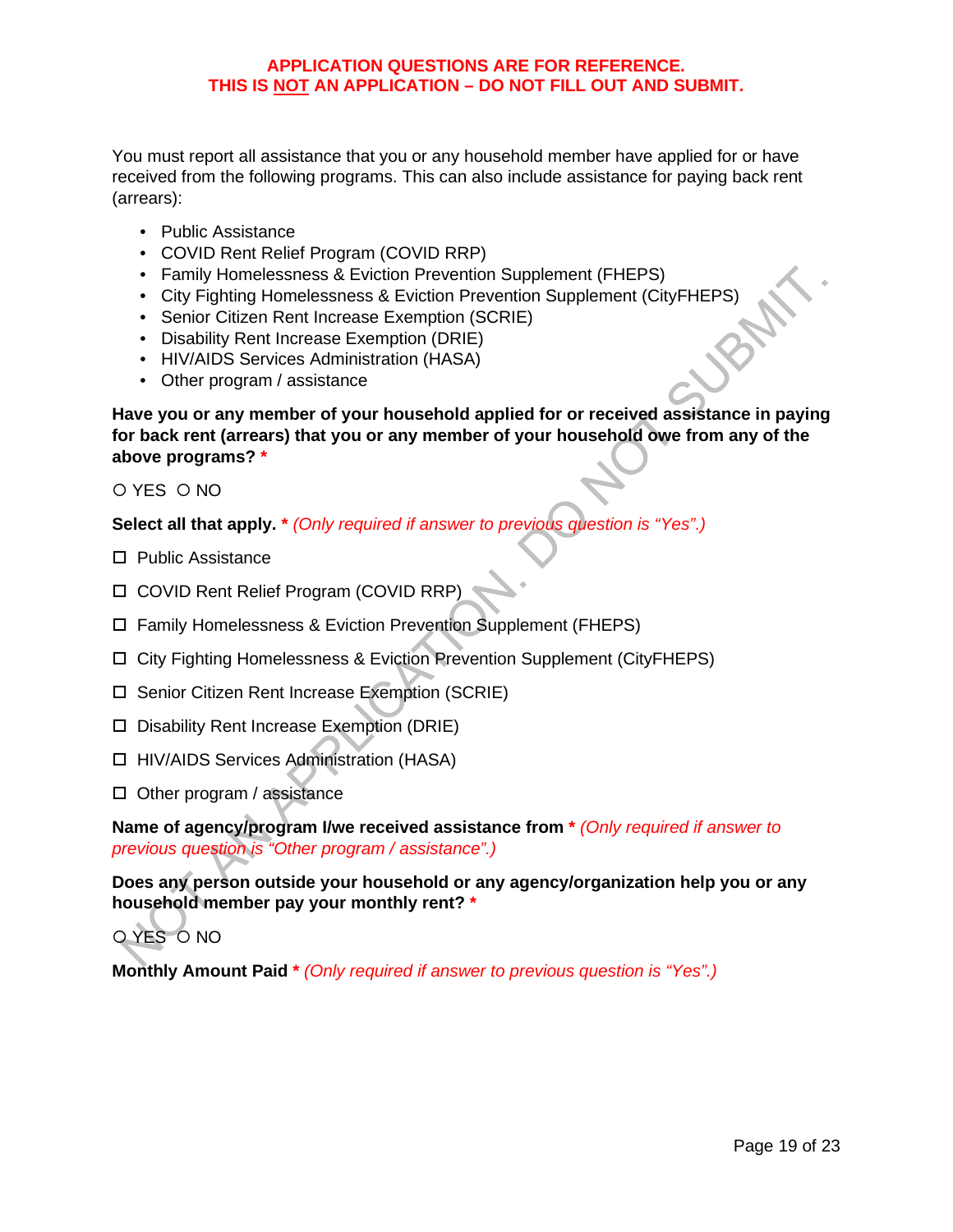**APPLICATION QUESTIONS ARE FOR REFERENCE.**
**THIS IS NOT AN APPLICATION – DO NOT FILL OUT AND SUBMIT.**

You must report all assistance that you or any household member have applied for or have received from the following programs. This can also include assistance for paying back rent (arrears):

- Public Assistance
- COVID Rent Relief Program (COVID RRP)
- Family Homelessness & Eviction Prevention Supplement (FHEPS)
- City Fighting Homelessness & Eviction Prevention Supplement (CityFHEPS)
- Senior Citizen Rent Increase Exemption (SCRIE)
- Disability Rent Increase Exemption (DRIE)
- HIV/AIDS Services Administration (HASA)
- Other program / assistance

**Have you or any member of your household applied for or received assistance in paying for back rent (arrears) that you or any member of your household owe from any of the above programs?** *

○ YES ○ NO

**Select all that apply.** * *(Only required if answer to previous question is "Yes".)*

☐ Public Assistance

☐ COVID Rent Relief Program (COVID RRP)

☐ Family Homelessness & Eviction Prevention Supplement (FHEPS)

☐ City Fighting Homelessness & Eviction Prevention Supplement (CityFHEPS)

☐ Senior Citizen Rent Increase Exemption (SCRIE)

☐ Disability Rent Increase Exemption (DRIE)

☐ HIV/AIDS Services Administration (HASA)

☐ Other program / assistance

**Name of agency/program I/we received assistance from** * *(Only required if answer to previous question is "Other program / assistance".)*

**Does any person outside your household or any agency/organization help you or any household member pay your monthly rent?** *

○ YES ○ NO

**Monthly Amount Paid** * *(Only required if answer to previous question is "Yes".)*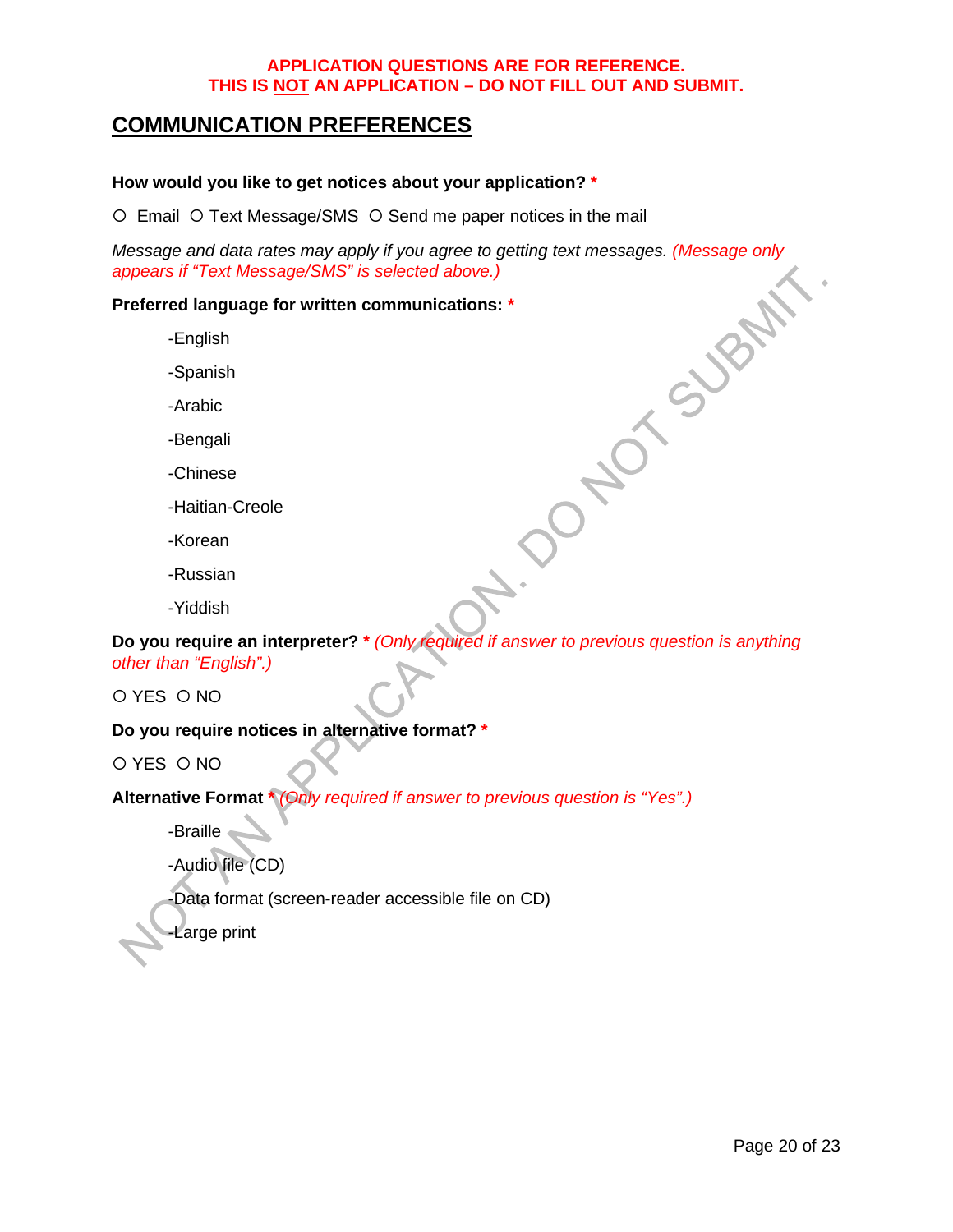**APPLICATION QUESTIONS ARE FOR REFERENCE.**
**THIS IS NOT AN APPLICATION – DO NOT FILL OUT AND SUBMIT.**

## COMMUNICATION PREFERENCES

**How would you like to get notices about your application? \***

○ Email ○ Text Message/SMS ○ Send me paper notices in the mail

*Message and data rates may apply if you agree to getting text messages. (Message only appears if "Text Message/SMS" is selected above.)*

**Preferred language for written communications: \***

-English

-Spanish

-Arabic

-Bengali

-Chinese

-Haitian-Creole

-Korean

-Russian

-Yiddish

**Do you require an interpreter? \*** *(Only required if answer to previous question is anything other than "English".)*

○ YES ○ NO

**Do you require notices in alternative format? \***

○ YES ○ NO

**Alternative Format \*** *(Only required if answer to previous question is "Yes".)*

-Braille

-Audio file (CD)

-Data format (screen-reader accessible file on CD)

-Large print

NOT AN APPLICATION. DO NOT SUBMIT.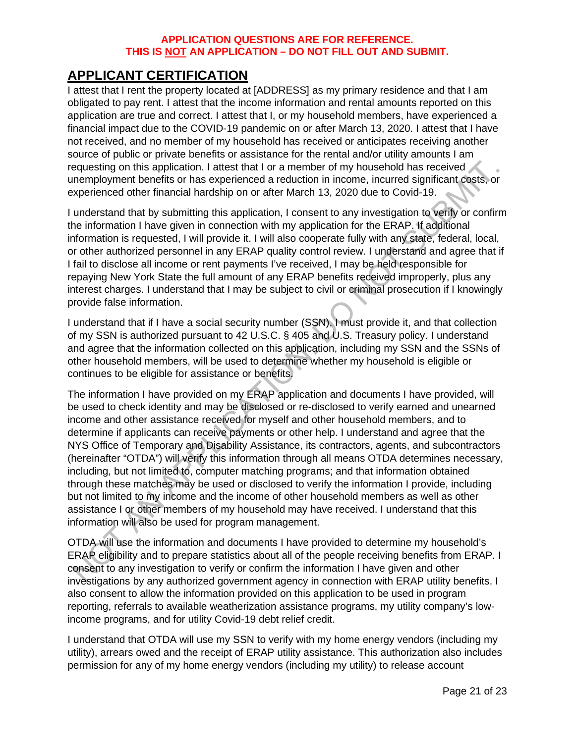**APPLICATION QUESTIONS ARE FOR REFERENCE.**
**THIS IS NOT AN APPLICATION – DO NOT FILL OUT AND SUBMIT.**

## APPLICANT CERTIFICATION

I attest that I rent the property located at [ADDRESS] as my primary residence and that I am obligated to pay rent. I attest that the income information and rental amounts reported on this application are true and correct. I attest that I, or my household members, have experienced a financial impact due to the COVID-19 pandemic on or after March 13, 2020. I attest that I have not received, and no member of my household has received or anticipates receiving another source of public or private benefits or assistance for the rental and/or utility amounts I am requesting on this application. I attest that I or a member of my household has received unemployment benefits or has experienced a reduction in income, incurred significant costs, or experienced other financial hardship on or after March 13, 2020 due to Covid-19.

I understand that by submitting this application, I consent to any investigation to verify or confirm the information I have given in connection with my application for the ERAP. If additional information is requested, I will provide it. I will also cooperate fully with any state, federal, local, or other authorized personnel in any ERAP quality control review. I understand and agree that if I fail to disclose all income or rent payments I've received, I may be held responsible for repaying New York State the full amount of any ERAP benefits received improperly, plus any interest charges. I understand that I may be subject to civil or criminal prosecution if I knowingly provide false information.

I understand that if I have a social security number (SSN), I must provide it, and that collection of my SSN is authorized pursuant to 42 U.S.C. § 405 and U.S. Treasury policy. I understand and agree that the information collected on this application, including my SSN and the SSNs of other household members, will be used to determine whether my household is eligible or continues to be eligible for assistance or benefits.

The information I have provided on my ERAP application and documents I have provided, will be used to check identity and may be disclosed or re-disclosed to verify earned and unearned income and other assistance received for myself and other household members, and to determine if applicants can receive payments or other help. I understand and agree that the NYS Office of Temporary and Disability Assistance, its contractors, agents, and subcontractors (hereinafter "OTDA") will verify this information through all means OTDA determines necessary, including, but not limited to, computer matching programs; and that information obtained through these matches may be used or disclosed to verify the information I provide, including but not limited to my income and the income of other household members as well as other assistance I or other members of my household may have received. I understand that this information will also be used for program management.

OTDA will use the information and documents I have provided to determine my household's ERAP eligibility and to prepare statistics about all of the people receiving benefits from ERAP. I consent to any investigation to verify or confirm the information I have given and other investigations by any authorized government agency in connection with ERAP utility benefits. I also consent to allow the information provided on this application to be used in program reporting, referrals to available weatherization assistance programs, my utility company's low-income programs, and for utility Covid-19 debt relief credit.

I understand that OTDA will use my SSN to verify with my home energy vendors (including my utility), arrears owed and the receipt of ERAP utility assistance. This authorization also includes permission for any of my home energy vendors (including my utility) to release account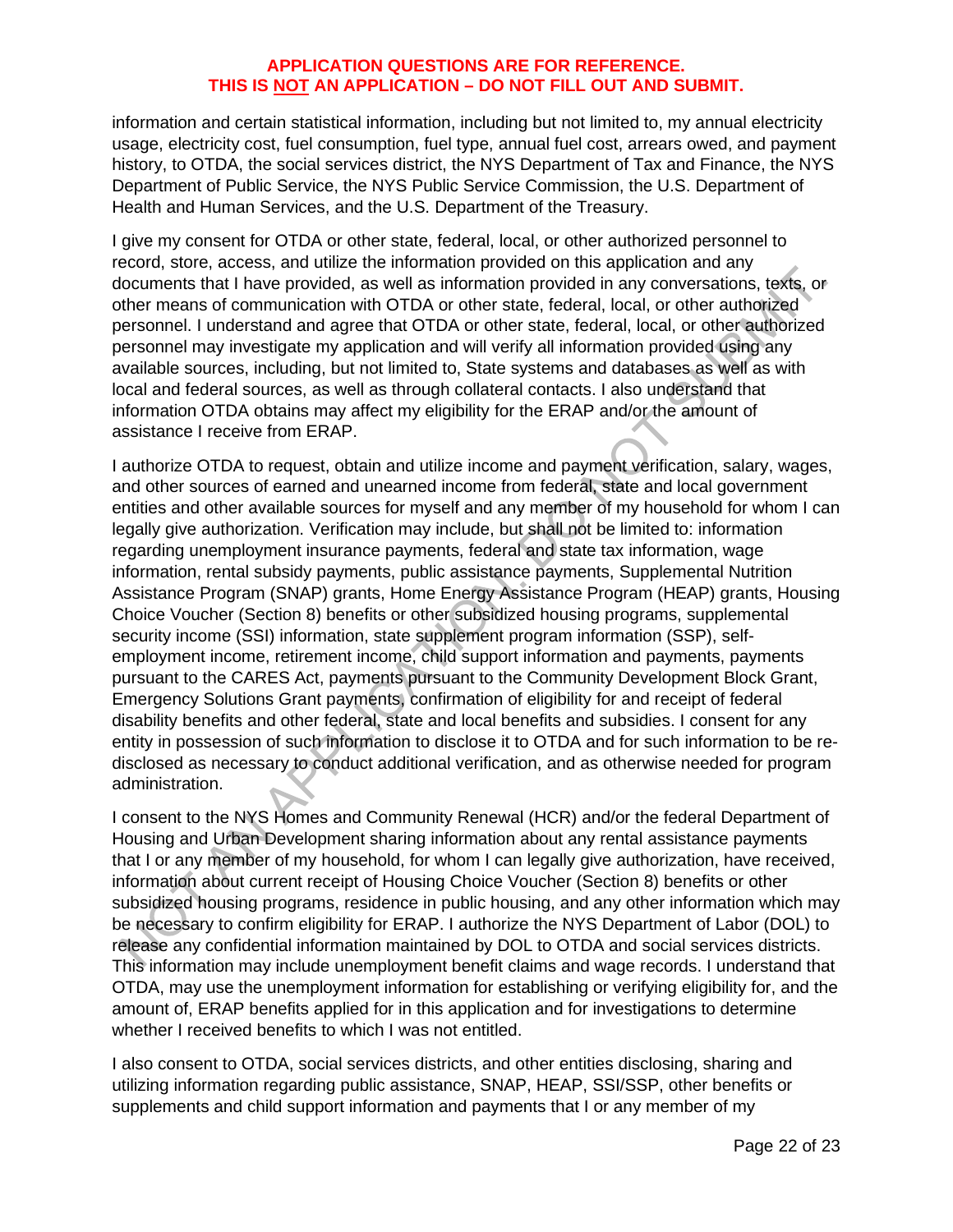**APPLICATION QUESTIONS ARE FOR REFERENCE.**
**THIS IS NOT AN APPLICATION – DO NOT FILL OUT AND SUBMIT.**

information and certain statistical information, including but not limited to, my annual electricity usage, electricity cost, fuel consumption, fuel type, annual fuel cost, arrears owed, and payment history, to OTDA, the social services district, the NYS Department of Tax and Finance, the NYS Department of Public Service, the NYS Public Service Commission, the U.S. Department of Health and Human Services, and the U.S. Department of the Treasury.

I give my consent for OTDA or other state, federal, local, or other authorized personnel to record, store, access, and utilize the information provided on this application and any documents that I have provided, as well as information provided in any conversations, texts, or other means of communication with OTDA or other state, federal, local, or other authorized personnel. I understand and agree that OTDA or other state, federal, local, or other authorized personnel may investigate my application and will verify all information provided using any available sources, including, but not limited to, State systems and databases as well as with local and federal sources, as well as through collateral contacts. I also understand that information OTDA obtains may affect my eligibility for the ERAP and/or the amount of assistance I receive from ERAP.

I authorize OTDA to request, obtain and utilize income and payment verification, salary, wages, and other sources of earned and unearned income from federal, state and local government entities and other available sources for myself and any member of my household for whom I can legally give authorization. Verification may include, but shall not be limited to: information regarding unemployment insurance payments, federal and state tax information, wage information, rental subsidy payments, public assistance payments, Supplemental Nutrition Assistance Program (SNAP) grants, Home Energy Assistance Program (HEAP) grants, Housing Choice Voucher (Section 8) benefits or other subsidized housing programs, supplemental security income (SSI) information, state supplement program information (SSP), self-employment income, retirement income, child support information and payments, payments pursuant to the CARES Act, payments pursuant to the Community Development Block Grant, Emergency Solutions Grant payments, confirmation of eligibility for and receipt of federal disability benefits and other federal, state and local benefits and subsidies. I consent for any entity in possession of such information to disclose it to OTDA and for such information to be re-disclosed as necessary to conduct additional verification, and as otherwise needed for program administration.

I consent to the NYS Homes and Community Renewal (HCR) and/or the federal Department of Housing and Urban Development sharing information about any rental assistance payments that I or any member of my household, for whom I can legally give authorization, have received, information about current receipt of Housing Choice Voucher (Section 8) benefits or other subsidized housing programs, residence in public housing, and any other information which may be necessary to confirm eligibility for ERAP. I authorize the NYS Department of Labor (DOL) to release any confidential information maintained by DOL to OTDA and social services districts. This information may include unemployment benefit claims and wage records. I understand that OTDA, may use the unemployment information for establishing or verifying eligibility for, and the amount of, ERAP benefits applied for in this application and for investigations to determine whether I received benefits to which I was not entitled.

I also consent to OTDA, social services districts, and other entities disclosing, sharing and utilizing information regarding public assistance, SNAP, HEAP, SSI/SSP, other benefits or supplements and child support information and payments that I or any member of my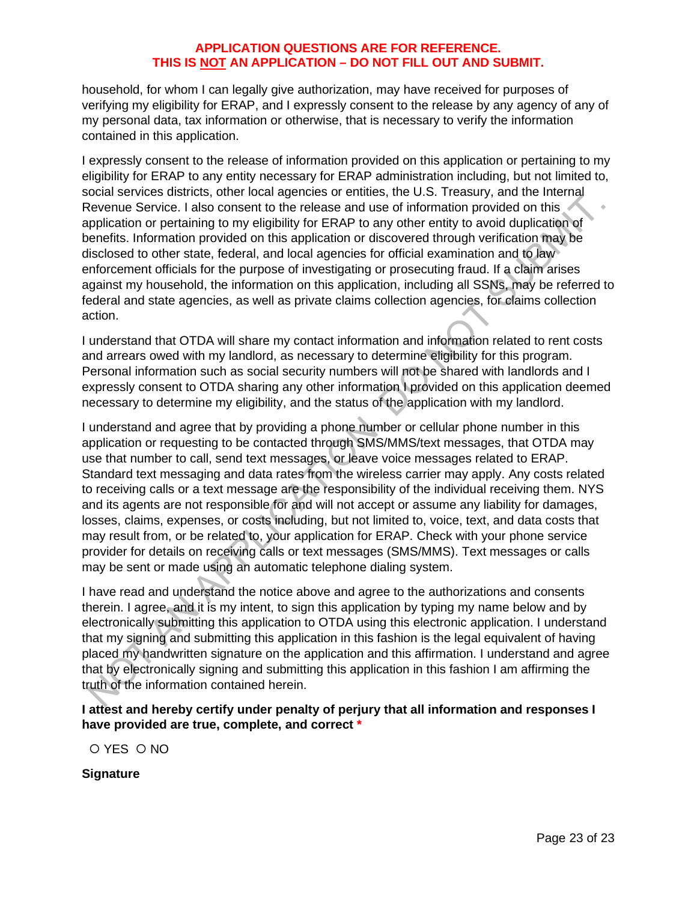household, for whom I can legally give authorization, may have received for purposes of verifying my eligibility for ERAP, and I expressly consent to the release by any agency of any of my personal data, tax information or otherwise, that is necessary to verify the information contained in this application.

I expressly consent to the release of information provided on this application or pertaining to my eligibility for ERAP to any entity necessary for ERAP administration including, but not limited to, social services districts, other local agencies or entities, the U.S. Treasury, and the Internal Revenue Service. I also consent to the release and use of information provided on this application or pertaining to my eligibility for ERAP to any other entity to avoid duplication of benefits. Information provided on this application or discovered through verification may be disclosed to other state, federal, and local agencies for official examination and to law enforcement officials for the purpose of investigating or prosecuting fraud. If a claim arises against my household, the information on this application, including all SSNs, may be referred to federal and state agencies, as well as private claims collection agencies, for claims collection action.

I understand that OTDA will share my contact information and information related to rent costs and arrears owed with my landlord, as necessary to determine eligibility for this program. Personal information such as social security numbers will not be shared with landlords and I expressly consent to OTDA sharing any other information I provided on this application deemed necessary to determine my eligibility, and the status of the application with my landlord.

I understand and agree that by providing a phone number or cellular phone number in this application or requesting to be contacted through SMS/MMS/text messages, that OTDA may use that number to call, send text messages, or leave voice messages related to ERAP. Standard text messaging and data rates from the wireless carrier may apply. Any costs related to receiving calls or a text message are the responsibility of the individual receiving them. NYS and its agents are not responsible for and will not accept or assume any liability for damages, losses, claims, expenses, or costs including, but not limited to, voice, text, and data costs that may result from, or be related to, your application for ERAP. Check with your phone service provider for details on receiving calls or text messages (SMS/MMS). Text messages or calls may be sent or made using an automatic telephone dialing system.

I have read and understand the notice above and agree to the authorizations and consents therein. I agree, and it is my intent, to sign this application by typing my name below and by electronically submitting this application to OTDA using this electronic application. I understand that my signing and submitting this application in this fashion is the legal equivalent of having placed my handwritten signature on the application and this affirmation. I understand and agree that by electronically signing and submitting this application in this fashion I am affirming the truth of the information contained herein.

**I attest and hereby certify under penalty of perjury that all information and responses I have provided are true, complete, and correct** *

○ YES ○ NO

**Signature**